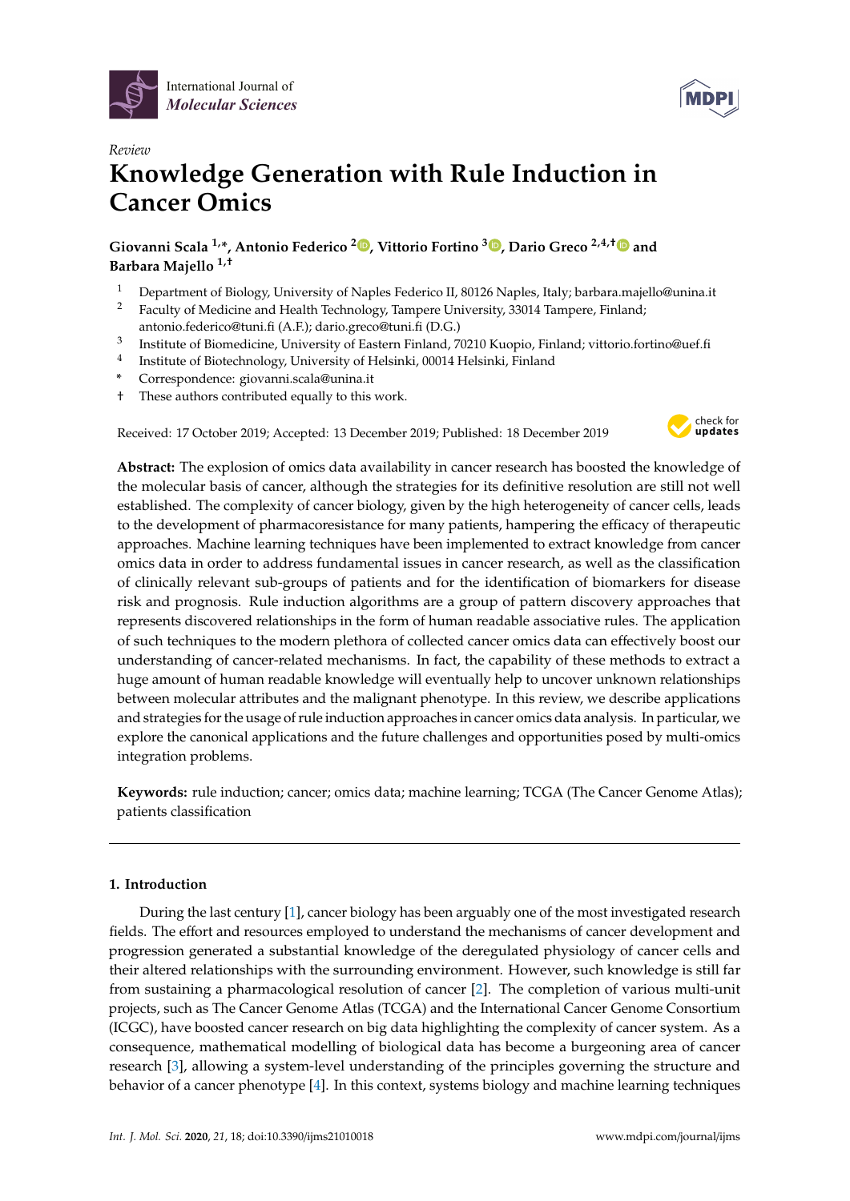International Journal of *Molecular Sciences*

*Review*

# Knowledge Generation with Rule Induction in Cancer Omics

**Giovanni Scala [1,*], Antonio Federico [2], Vittorio Fortino [3], Dario Greco [2,4,†] and Barbara Majello [1,†]**

[1] Department of Biology, University of Naples Federico II, 80126 Naples, Italy; barbara.majello@unina.it
[2] Faculty of Medicine and Health Technology, Tampere University, 33014 Tampere, Finland; antonio.federico@tuni.fi (A.F.); dario.greco@tuni.fi (D.G.)
[3] Institute of Biomedicine, University of Eastern Finland, 70210 Kuopio, Finland; vittorio.fortino@uef.fi
[4] Institute of Biotechnology, University of Helsinki, 00014 Helsinki, Finland
* Correspondence: giovanni.scala@unina.it
† These authors contributed equally to this work.

Received: 17 October 2019; Accepted: 13 December 2019; Published: 18 December 2019

**Abstract:** The explosion of omics data availability in cancer research has boosted the knowledge of the molecular basis of cancer, although the strategies for its definitive resolution are still not well established. The complexity of cancer biology, given by the high heterogeneity of cancer cells, leads to the development of pharmacoresistance for many patients, hampering the efficacy of therapeutic approaches. Machine learning techniques have been implemented to extract knowledge from cancer omics data in order to address fundamental issues in cancer research, as well as the classification of clinically relevant sub-groups of patients and for the identification of biomarkers for disease risk and prognosis. Rule induction algorithms are a group of pattern discovery approaches that represents discovered relationships in the form of human readable associative rules. The application of such techniques to the modern plethora of collected cancer omics data can effectively boost our understanding of cancer-related mechanisms. In fact, the capability of these methods to extract a huge amount of human readable knowledge will eventually help to uncover unknown relationships between molecular attributes and the malignant phenotype. In this review, we describe applications and strategies for the usage of rule induction approaches in cancer omics data analysis. In particular, we explore the canonical applications and the future challenges and opportunities posed by multi-omics integration problems.

**Keywords:** rule induction; cancer; omics data; machine learning; TCGA (The Cancer Genome Atlas); patients classification

## 1. Introduction

During the last century [1], cancer biology has been arguably one of the most investigated research fields. The effort and resources employed to understand the mechanisms of cancer development and progression generated a substantial knowledge of the deregulated physiology of cancer cells and their altered relationships with the surrounding environment. However, such knowledge is still far from sustaining a pharmacological resolution of cancer [2]. The completion of various multi-unit projects, such as The Cancer Genome Atlas (TCGA) and the International Cancer Genome Consortium (ICGC), have boosted cancer research on big data highlighting the complexity of cancer system. As a consequence, mathematical modelling of biological data has become a burgeoning area of cancer research [3], allowing a system-level understanding of the principles governing the structure and behavior of a cancer phenotype [4]. In this context, systems biology and machine learning techniques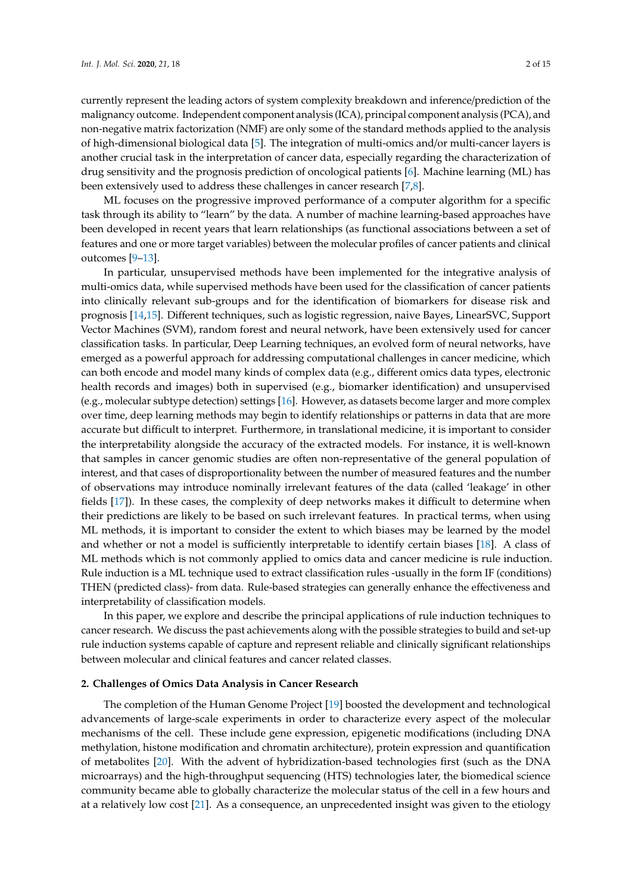currently represent the leading actors of system complexity breakdown and inference/prediction of the malignancy outcome. Independent component analysis (ICA), principal component analysis (PCA), and non-negative matrix factorization (NMF) are only some of the standard methods applied to the analysis of high-dimensional biological data [5]. The integration of multi-omics and/or multi-cancer layers is another crucial task in the interpretation of cancer data, especially regarding the characterization of drug sensitivity and the prognosis prediction of oncological patients [6]. Machine learning (ML) has been extensively used to address these challenges in cancer research [7,8].

ML focuses on the progressive improved performance of a computer algorithm for a specific task through its ability to "learn" by the data. A number of machine learning-based approaches have been developed in recent years that learn relationships (as functional associations between a set of features and one or more target variables) between the molecular profiles of cancer patients and clinical outcomes [9–13].

In particular, unsupervised methods have been implemented for the integrative analysis of multi-omics data, while supervised methods have been used for the classification of cancer patients into clinically relevant sub-groups and for the identification of biomarkers for disease risk and prognosis [14,15]. Different techniques, such as logistic regression, naive Bayes, LinearSVC, Support Vector Machines (SVM), random forest and neural network, have been extensively used for cancer classification tasks. In particular, Deep Learning techniques, an evolved form of neural networks, have emerged as a powerful approach for addressing computational challenges in cancer medicine, which can both encode and model many kinds of complex data (e.g., different omics data types, electronic health records and images) both in supervised (e.g., biomarker identification) and unsupervised (e.g., molecular subtype detection) settings [16]. However, as datasets become larger and more complex over time, deep learning methods may begin to identify relationships or patterns in data that are more accurate but difficult to interpret. Furthermore, in translational medicine, it is important to consider the interpretability alongside the accuracy of the extracted models. For instance, it is well-known that samples in cancer genomic studies are often non-representative of the general population of interest, and that cases of disproportionality between the number of measured features and the number of observations may introduce nominally irrelevant features of the data (called 'leakage' in other fields [17]). In these cases, the complexity of deep networks makes it difficult to determine when their predictions are likely to be based on such irrelevant features. In practical terms, when using ML methods, it is important to consider the extent to which biases may be learned by the model and whether or not a model is sufficiently interpretable to identify certain biases [18]. A class of ML methods which is not commonly applied to omics data and cancer medicine is rule induction. Rule induction is a ML technique used to extract classification rules -usually in the form IF (conditions) THEN (predicted class)- from data. Rule-based strategies can generally enhance the effectiveness and interpretability of classification models.

In this paper, we explore and describe the principal applications of rule induction techniques to cancer research. We discuss the past achievements along with the possible strategies to build and set-up rule induction systems capable of capture and represent reliable and clinically significant relationships between molecular and clinical features and cancer related classes.

## 2. Challenges of Omics Data Analysis in Cancer Research

The completion of the Human Genome Project [19] boosted the development and technological advancements of large-scale experiments in order to characterize every aspect of the molecular mechanisms of the cell. These include gene expression, epigenetic modifications (including DNA methylation, histone modification and chromatin architecture), protein expression and quantification of metabolites [20]. With the advent of hybridization-based technologies first (such as the DNA microarrays) and the high-throughput sequencing (HTS) technologies later, the biomedical science community became able to globally characterize the molecular status of the cell in a few hours and at a relatively low cost [21]. As a consequence, an unprecedented insight was given to the etiology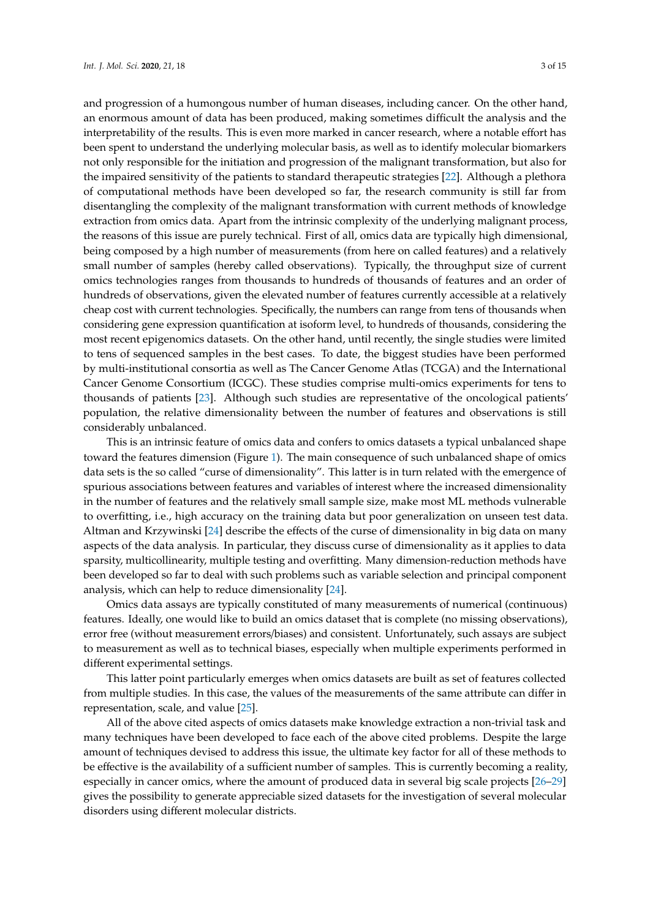and progression of a humongous number of human diseases, including cancer. On the other hand, an enormous amount of data has been produced, making sometimes difficult the analysis and the interpretability of the results. This is even more marked in cancer research, where a notable effort has been spent to understand the underlying molecular basis, as well as to identify molecular biomarkers not only responsible for the initiation and progression of the malignant transformation, but also for the impaired sensitivity of the patients to standard therapeutic strategies [22]. Although a plethora of computational methods have been developed so far, the research community is still far from disentangling the complexity of the malignant transformation with current methods of knowledge extraction from omics data. Apart from the intrinsic complexity of the underlying malignant process, the reasons of this issue are purely technical. First of all, omics data are typically high dimensional, being composed by a high number of measurements (from here on called features) and a relatively small number of samples (hereby called observations). Typically, the throughput size of current omics technologies ranges from thousands to hundreds of thousands of features and an order of hundreds of observations, given the elevated number of features currently accessible at a relatively cheap cost with current technologies. Specifically, the numbers can range from tens of thousands when considering gene expression quantification at isoform level, to hundreds of thousands, considering the most recent epigenomics datasets. On the other hand, until recently, the single studies were limited to tens of sequenced samples in the best cases. To date, the biggest studies have been performed by multi-institutional consortia as well as The Cancer Genome Atlas (TCGA) and the International Cancer Genome Consortium (ICGC). These studies comprise multi-omics experiments for tens to thousands of patients [23]. Although such studies are representative of the oncological patients' population, the relative dimensionality between the number of features and observations is still considerably unbalanced.

This is an intrinsic feature of omics data and confers to omics datasets a typical unbalanced shape toward the features dimension (Figure 1). The main consequence of such unbalanced shape of omics data sets is the so called "curse of dimensionality". This latter is in turn related with the emergence of spurious associations between features and variables of interest where the increased dimensionality in the number of features and the relatively small sample size, make most ML methods vulnerable to overfitting, i.e., high accuracy on the training data but poor generalization on unseen test data. Altman and Krzywinski [24] describe the effects of the curse of dimensionality in big data on many aspects of the data analysis. In particular, they discuss curse of dimensionality as it applies to data sparsity, multicollinearity, multiple testing and overfitting. Many dimension-reduction methods have been developed so far to deal with such problems such as variable selection and principal component analysis, which can help to reduce dimensionality [24].

Omics data assays are typically constituted of many measurements of numerical (continuous) features. Ideally, one would like to build an omics dataset that is complete (no missing observations), error free (without measurement errors/biases) and consistent. Unfortunately, such assays are subject to measurement as well as to technical biases, especially when multiple experiments performed in different experimental settings.

This latter point particularly emerges when omics datasets are built as set of features collected from multiple studies. In this case, the values of the measurements of the same attribute can differ in representation, scale, and value [25].

All of the above cited aspects of omics datasets make knowledge extraction a non-trivial task and many techniques have been developed to face each of the above cited problems. Despite the large amount of techniques devised to address this issue, the ultimate key factor for all of these methods to be effective is the availability of a sufficient number of samples. This is currently becoming a reality, especially in cancer omics, where the amount of produced data in several big scale projects [26–29] gives the possibility to generate appreciable sized datasets for the investigation of several molecular disorders using different molecular districts.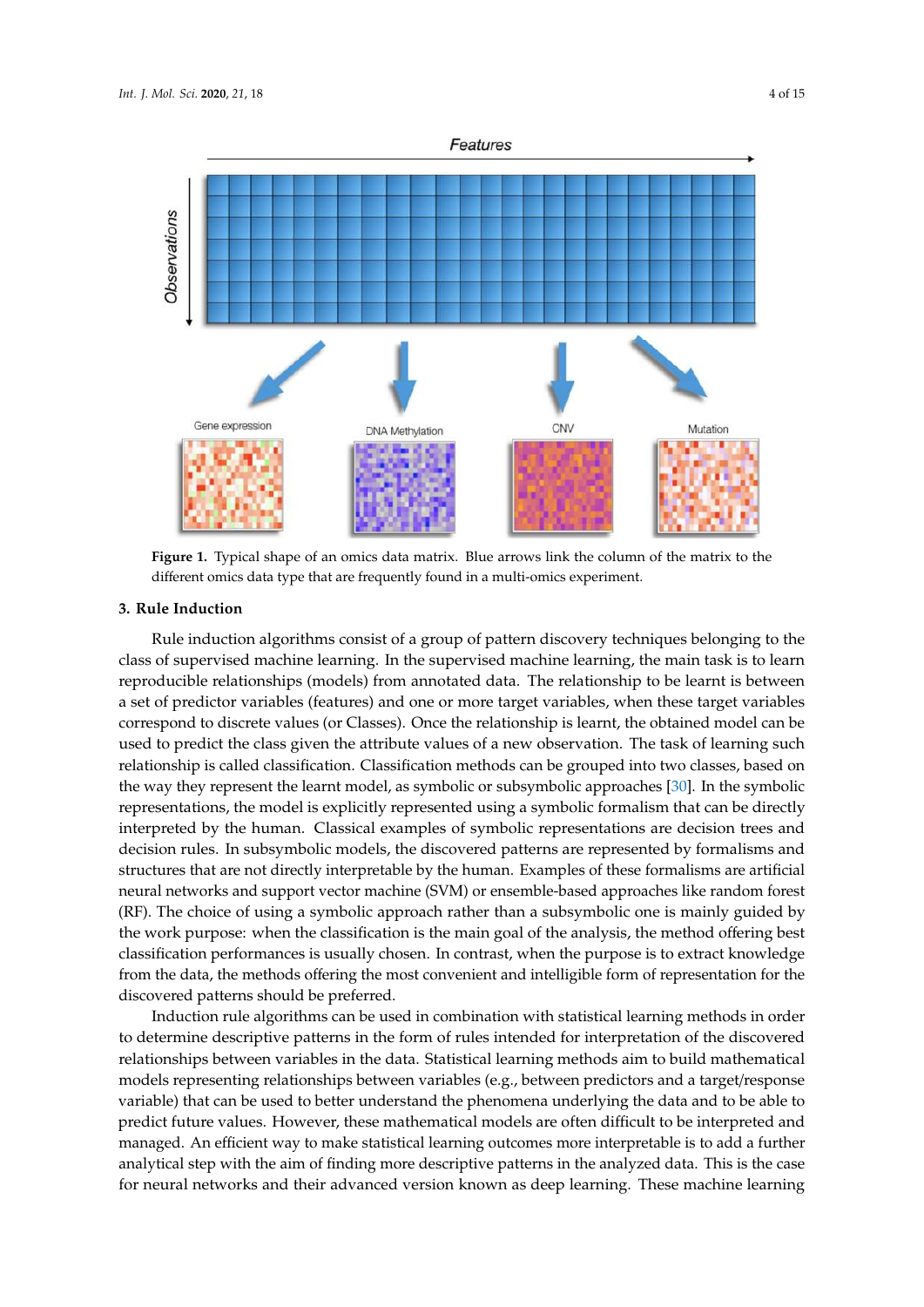**Figure 1.** Typical shape of an omics data matrix. Blue arrows link the column of the matrix to the different omics data type that are frequently found in a multi-omics experiment.

## 3. Rule Induction

Rule induction algorithms consist of a group of pattern discovery techniques belonging to the class of supervised machine learning. In the supervised machine learning, the main task is to learn reproducible relationships (models) from annotated data. The relationship to be learnt is between a set of predictor variables (features) and one or more target variables, when these target variables correspond to discrete values (or Classes). Once the relationship is learnt, the obtained model can be used to predict the class given the attribute values of a new observation. The task of learning such relationship is called classification. Classification methods can be grouped into two classes, based on the way they represent the learnt model, as symbolic or subsymbolic approaches [30]. In the symbolic representations, the model is explicitly represented using a symbolic formalism that can be directly interpreted by the human. Classical examples of symbolic representations are decision trees and decision rules. In subsymbolic models, the discovered patterns are represented by formalisms and structures that are not directly interpretable by the human. Examples of these formalisms are artificial neural networks and support vector machine (SVM) or ensemble-based approaches like random forest (RF). The choice of using a symbolic approach rather than a subsymbolic one is mainly guided by the work purpose: when the classification is the main goal of the analysis, the method offering best classification performances is usually chosen. In contrast, when the purpose is to extract knowledge from the data, the methods offering the most convenient and intelligible form of representation for the discovered patterns should be preferred.

Induction rule algorithms can be used in combination with statistical learning methods in order to determine descriptive patterns in the form of rules intended for interpretation of the discovered relationships between variables in the data. Statistical learning methods aim to build mathematical models representing relationships between variables (e.g., between predictors and a target/response variable) that can be used to better understand the phenomena underlying the data and to be able to predict future values. However, these mathematical models are often difficult to be interpreted and managed. An efficient way to make statistical learning outcomes more interpretable is to add a further analytical step with the aim of finding more descriptive patterns in the analyzed data. This is the case for neural networks and their advanced version known as deep learning. These machine learning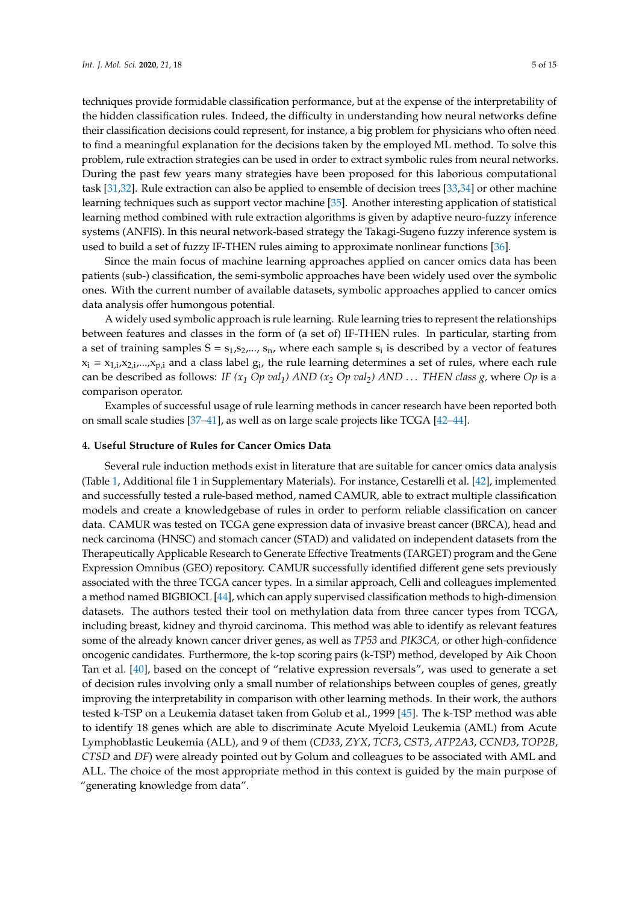techniques provide formidable classification performance, but at the expense of the interpretability of the hidden classification rules. Indeed, the difficulty in understanding how neural networks define their classification decisions could represent, for instance, a big problem for physicians who often need to find a meaningful explanation for the decisions taken by the employed ML method. To solve this problem, rule extraction strategies can be used in order to extract symbolic rules from neural networks. During the past few years many strategies have been proposed for this laborious computational task [31,32]. Rule extraction can also be applied to ensemble of decision trees [33,34] or other machine learning techniques such as support vector machine [35]. Another interesting application of statistical learning method combined with rule extraction algorithms is given by adaptive neuro-fuzzy inference systems (ANFIS). In this neural network-based strategy the Takagi-Sugeno fuzzy inference system is used to build a set of fuzzy IF-THEN rules aiming to approximate nonlinear functions [36].

Since the main focus of machine learning approaches applied on cancer omics data has been patients (sub-) classification, the semi-symbolic approaches have been widely used over the symbolic ones. With the current number of available datasets, symbolic approaches applied to cancer omics data analysis offer humongous potential.

A widely used symbolic approach is rule learning. Rule learning tries to represent the relationships between features and classes in the form of (a set of) IF-THEN rules. In particular, starting from a set of training samples $S = s_1, s_2, \ldots, s_n$, where each sample $s_i$ is described by a vector of features $x_i = x_{1,i}, x_{2,i}, \ldots, x_{p,i}$ and a class label $g_i$, the rule learning determines a set of rules, where each rule can be described as follows: *IF ($x_1$ Op val$_1$) AND ($x_2$ Op val$_2$) AND ... THEN class g*, where *Op* is a comparison operator.

Examples of successful usage of rule learning methods in cancer research have been reported both on small scale studies [37–41], as well as on large scale projects like TCGA [42–44].

## 4. Useful Structure of Rules for Cancer Omics Data

Several rule induction methods exist in literature that are suitable for cancer omics data analysis (Table 1, Additional file 1 in Supplementary Materials). For instance, Cestarelli et al. [42], implemented and successfully tested a rule-based method, named CAMUR, able to extract multiple classification models and create a knowledgebase of rules in order to perform reliable classification on cancer data. CAMUR was tested on TCGA gene expression data of invasive breast cancer (BRCA), head and neck carcinoma (HNSC) and stomach cancer (STAD) and validated on independent datasets from the Therapeutically Applicable Research to Generate Effective Treatments (TARGET) program and the Gene Expression Omnibus (GEO) repository. CAMUR successfully identified different gene sets previously associated with the three TCGA cancer types. In a similar approach, Celli and colleagues implemented a method named BIGBIOCL [44], which can apply supervised classification methods to high-dimension datasets. The authors tested their tool on methylation data from three cancer types from TCGA, including breast, kidney and thyroid carcinoma. This method was able to identify as relevant features some of the already known cancer driver genes, as well as *TP53* and *PIK3CA,* or other high-confidence oncogenic candidates. Furthermore, the k-top scoring pairs (k-TSP) method, developed by Aik Choon Tan et al. [40], based on the concept of "relative expression reversals", was used to generate a set of decision rules involving only a small number of relationships between couples of genes, greatly improving the interpretability in comparison with other learning methods. In their work, the authors tested k-TSP on a Leukemia dataset taken from Golub et al., 1999 [45]. The k-TSP method was able to identify 18 genes which are able to discriminate Acute Myeloid Leukemia (AML) from Acute Lymphoblastic Leukemia (ALL), and 9 of them (*CD33*, *ZYX*, *TCF3*, *CST3*, *ATP2A3*, *CCND3*, *TOP2B*, *CTSD* and *DF*) were already pointed out by Golum and colleagues to be associated with AML and ALL. The choice of the most appropriate method in this context is guided by the main purpose of "generating knowledge from data".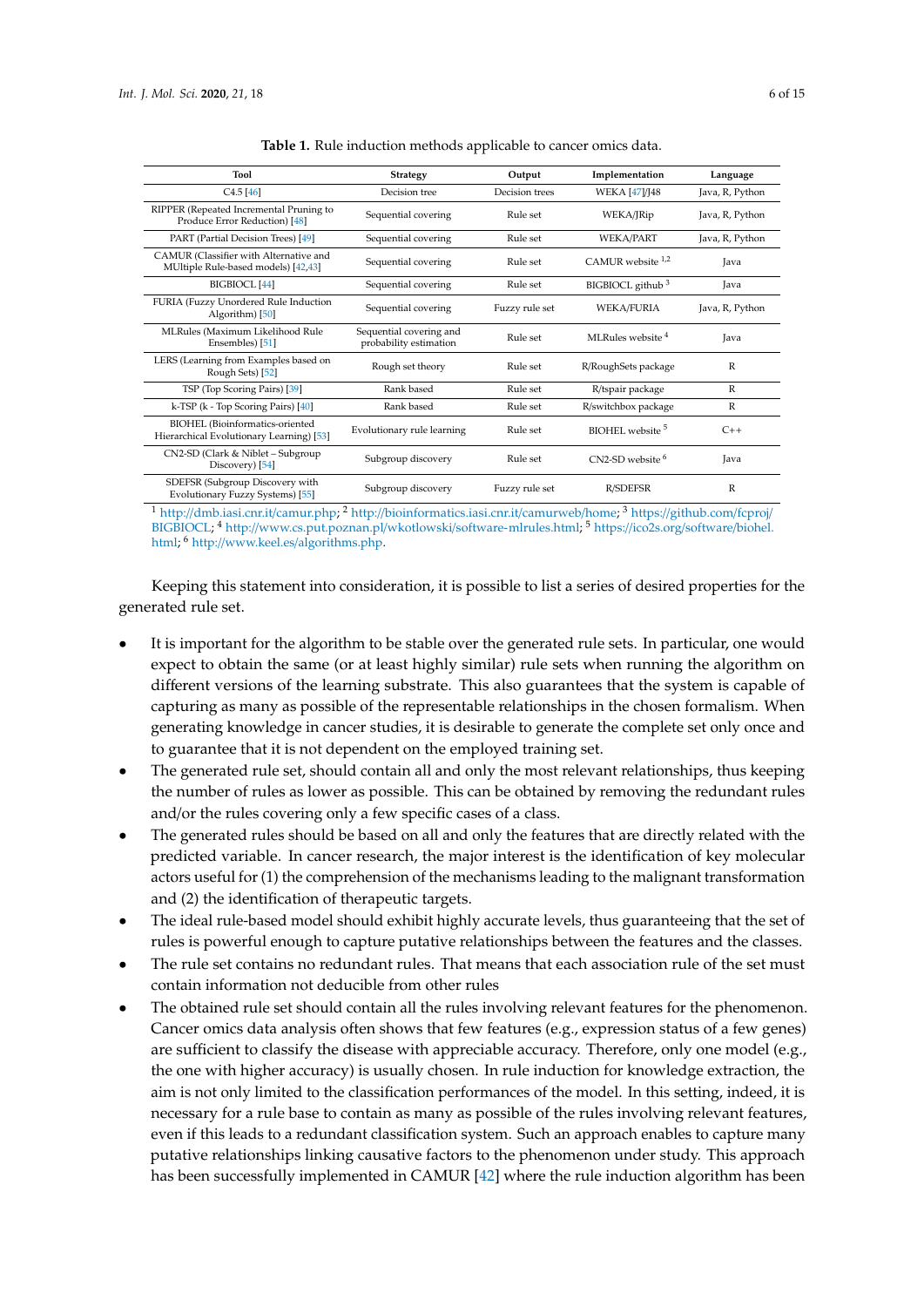**Table 1.** Rule induction methods applicable to cancer omics data.

| Tool | Strategy | Output | Implementation | Language |
|---|---|---|---|---|
| C4.5 [46] | Decision tree | Decision trees | WEKA [47]/J48 | Java, R, Python |
| RIPPER (Repeated Incremental Pruning to Produce Error Reduction) [48] | Sequential covering | Rule set | WEKA/JRip | Java, R, Python |
| PART (Partial Decision Trees) [49] | Sequential covering | Rule set | WEKA/PART | Java, R, Python |
| CAMUR (Classifier with Alternative and MUltiple Rule-based models) [42,43] | Sequential covering | Rule set | CAMUR website [1,2] | Java |
| BIGBIOCL [44] | Sequential covering | Rule set | BIGBIOCL github [3] | Java |
| FURIA (Fuzzy Unordered Rule Induction Algorithm) [50] | Sequential covering | Fuzzy rule set | WEKA/FURIA | Java, R, Python |
| MLRules (Maximum Likelihood Rule Ensembles) [51] | Sequential covering and probability estimation | Rule set | MLRules website [4] | Java |
| LERS (Learning from Examples based on Rough Sets) [52] | Rough set theory | Rule set | R/RoughSets package | R |
| TSP (Top Scoring Pairs) [39] | Rank based | Rule set | R/tspair package | R |
| k-TSP (k - Top Scoring Pairs) [40] | Rank based | Rule set | R/switchbox package | R |
| BIOHEL (Bioinformatics-oriented Hierarchical Evolutionary Learning) [53] | Evolutionary rule learning | Rule set | BIOHEL website [5] | C++ |
| CN2-SD (Clark & Niblet – Subgroup Discovery) [54] | Subgroup discovery | Rule set | CN2-SD website [6] | Java |
| SDEFSR (Subgroup Discovery with Evolutionary Fuzzy Systems) [55] | Subgroup discovery | Fuzzy rule set | R/SDEFSR | R |

[1] http://dmb.iasi.cnr.it/camur.php; [2] http://bioinformatics.iasi.cnr.it/camurweb/home; [3] https://github.com/fcproj/BIGBIOCL; [4] http://www.cs.put.poznan.pl/wkotlowski/software-mlrules.html; [5] https://ico2s.org/software/biohel.html; [6] http://www.keel.es/algorithms.php.

Keeping this statement into consideration, it is possible to list a series of desired properties for the generated rule set.

- It is important for the algorithm to be stable over the generated rule sets. In particular, one would expect to obtain the same (or at least highly similar) rule sets when running the algorithm on different versions of the learning substrate. This also guarantees that the system is capable of capturing as many as possible of the representable relationships in the chosen formalism. When generating knowledge in cancer studies, it is desirable to generate the complete set only once and to guarantee that it is not dependent on the employed training set.
- The generated rule set, should contain all and only the most relevant relationships, thus keeping the number of rules as lower as possible. This can be obtained by removing the redundant rules and/or the rules covering only a few specific cases of a class.
- The generated rules should be based on all and only the features that are directly related with the predicted variable. In cancer research, the major interest is the identification of key molecular actors useful for (1) the comprehension of the mechanisms leading to the malignant transformation and (2) the identification of therapeutic targets.
- The ideal rule-based model should exhibit highly accurate levels, thus guaranteeing that the set of rules is powerful enough to capture putative relationships between the features and the classes.
- The rule set contains no redundant rules. That means that each association rule of the set must contain information not deducible from other rules
- The obtained rule set should contain all the rules involving relevant features for the phenomenon. Cancer omics data analysis often shows that few features (e.g., expression status of a few genes) are sufficient to classify the disease with appreciable accuracy. Therefore, only one model (e.g., the one with higher accuracy) is usually chosen. In rule induction for knowledge extraction, the aim is not only limited to the classification performances of the model. In this setting, indeed, it is necessary for a rule base to contain as many as possible of the rules involving relevant features, even if this leads to a redundant classification system. Such an approach enables to capture many putative relationships linking causative factors to the phenomenon under study. This approach has been successfully implemented in CAMUR [42] where the rule induction algorithm has been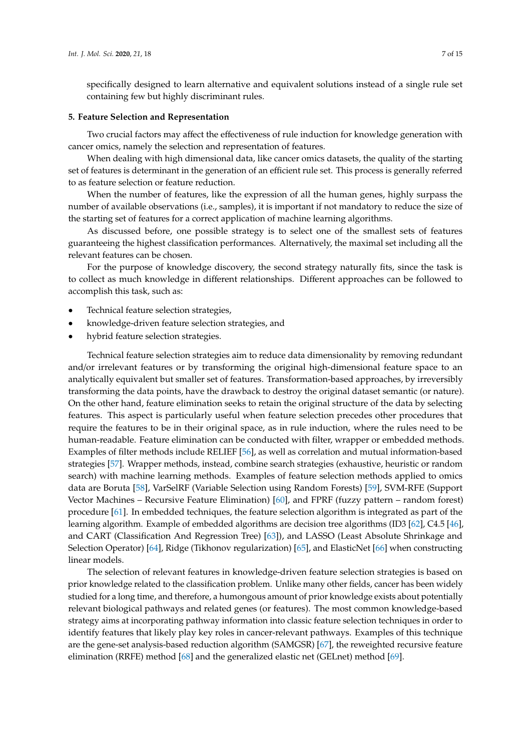specifically designed to learn alternative and equivalent solutions instead of a single rule set containing few but highly discriminant rules.

## 5. Feature Selection and Representation

Two crucial factors may affect the effectiveness of rule induction for knowledge generation with cancer omics, namely the selection and representation of features.

When dealing with high dimensional data, like cancer omics datasets, the quality of the starting set of features is determinant in the generation of an efficient rule set. This process is generally referred to as feature selection or feature reduction.

When the number of features, like the expression of all the human genes, highly surpass the number of available observations (i.e., samples), it is important if not mandatory to reduce the size of the starting set of features for a correct application of machine learning algorithms.

As discussed before, one possible strategy is to select one of the smallest sets of features guaranteeing the highest classification performances. Alternatively, the maximal set including all the relevant features can be chosen.

For the purpose of knowledge discovery, the second strategy naturally fits, since the task is to collect as much knowledge in different relationships. Different approaches can be followed to accomplish this task, such as:

- Technical feature selection strategies,
- knowledge-driven feature selection strategies, and
- hybrid feature selection strategies.

Technical feature selection strategies aim to reduce data dimensionality by removing redundant and/or irrelevant features or by transforming the original high-dimensional feature space to an analytically equivalent but smaller set of features. Transformation-based approaches, by irreversibly transforming the data points, have the drawback to destroy the original dataset semantic (or nature). On the other hand, feature elimination seeks to retain the original structure of the data by selecting features. This aspect is particularly useful when feature selection precedes other procedures that require the features to be in their original space, as in rule induction, where the rules need to be human-readable. Feature elimination can be conducted with filter, wrapper or embedded methods. Examples of filter methods include RELIEF [56], as well as correlation and mutual information-based strategies [57]. Wrapper methods, instead, combine search strategies (exhaustive, heuristic or random search) with machine learning methods. Examples of feature selection methods applied to omics data are Boruta [58], VarSelRF (Variable Selection using Random Forests) [59], SVM-RFE (Support Vector Machines – Recursive Feature Elimination) [60], and FPRF (fuzzy pattern – random forest) procedure [61]. In embedded techniques, the feature selection algorithm is integrated as part of the learning algorithm. Example of embedded algorithms are decision tree algorithms (ID3 [62], C4.5 [46], and CART (Classification And Regression Tree) [63]), and LASSO (Least Absolute Shrinkage and Selection Operator) [64], Ridge (Tikhonov regularization) [65], and ElasticNet [66] when constructing linear models.

The selection of relevant features in knowledge-driven feature selection strategies is based on prior knowledge related to the classification problem. Unlike many other fields, cancer has been widely studied for a long time, and therefore, a humongous amount of prior knowledge exists about potentially relevant biological pathways and related genes (or features). The most common knowledge-based strategy aims at incorporating pathway information into classic feature selection techniques in order to identify features that likely play key roles in cancer-relevant pathways. Examples of this technique are the gene-set analysis-based reduction algorithm (SAMGSR) [67], the reweighted recursive feature elimination (RRFE) method [68] and the generalized elastic net (GELnet) method [69].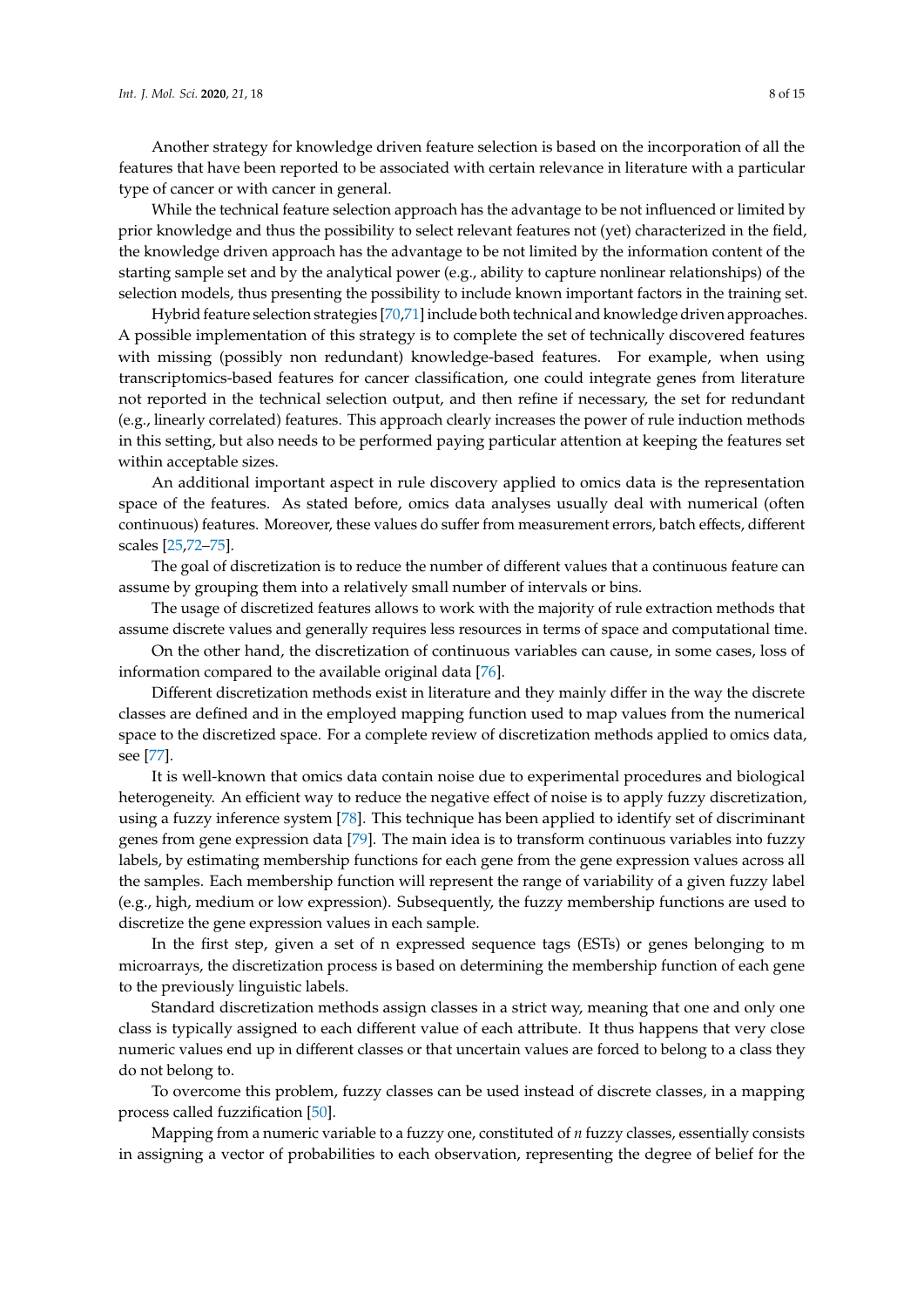Another strategy for knowledge driven feature selection is based on the incorporation of all the features that have been reported to be associated with certain relevance in literature with a particular type of cancer or with cancer in general.

While the technical feature selection approach has the advantage to be not influenced or limited by prior knowledge and thus the possibility to select relevant features not (yet) characterized in the field, the knowledge driven approach has the advantage to be not limited by the information content of the starting sample set and by the analytical power (e.g., ability to capture nonlinear relationships) of the selection models, thus presenting the possibility to include known important factors in the training set.

Hybrid feature selection strategies [70,71] include both technical and knowledge driven approaches. A possible implementation of this strategy is to complete the set of technically discovered features with missing (possibly non redundant) knowledge-based features. For example, when using transcriptomics-based features for cancer classification, one could integrate genes from literature not reported in the technical selection output, and then refine if necessary, the set for redundant (e.g., linearly correlated) features. This approach clearly increases the power of rule induction methods in this setting, but also needs to be performed paying particular attention at keeping the features set within acceptable sizes.

An additional important aspect in rule discovery applied to omics data is the representation space of the features. As stated before, omics data analyses usually deal with numerical (often continuous) features. Moreover, these values do suffer from measurement errors, batch effects, different scales [25,72–75].

The goal of discretization is to reduce the number of different values that a continuous feature can assume by grouping them into a relatively small number of intervals or bins.

The usage of discretized features allows to work with the majority of rule extraction methods that assume discrete values and generally requires less resources in terms of space and computational time.

On the other hand, the discretization of continuous variables can cause, in some cases, loss of information compared to the available original data [76].

Different discretization methods exist in literature and they mainly differ in the way the discrete classes are defined and in the employed mapping function used to map values from the numerical space to the discretized space. For a complete review of discretization methods applied to omics data, see [77].

It is well-known that omics data contain noise due to experimental procedures and biological heterogeneity. An efficient way to reduce the negative effect of noise is to apply fuzzy discretization, using a fuzzy inference system [78]. This technique has been applied to identify set of discriminant genes from gene expression data [79]. The main idea is to transform continuous variables into fuzzy labels, by estimating membership functions for each gene from the gene expression values across all the samples. Each membership function will represent the range of variability of a given fuzzy label (e.g., high, medium or low expression). Subsequently, the fuzzy membership functions are used to discretize the gene expression values in each sample.

In the first step, given a set of n expressed sequence tags (ESTs) or genes belonging to m microarrays, the discretization process is based on determining the membership function of each gene to the previously linguistic labels.

Standard discretization methods assign classes in a strict way, meaning that one and only one class is typically assigned to each different value of each attribute. It thus happens that very close numeric values end up in different classes or that uncertain values are forced to belong to a class they do not belong to.

To overcome this problem, fuzzy classes can be used instead of discrete classes, in a mapping process called fuzzification [50].

Mapping from a numeric variable to a fuzzy one, constituted of $n$ fuzzy classes, essentially consists in assigning a vector of probabilities to each observation, representing the degree of belief for the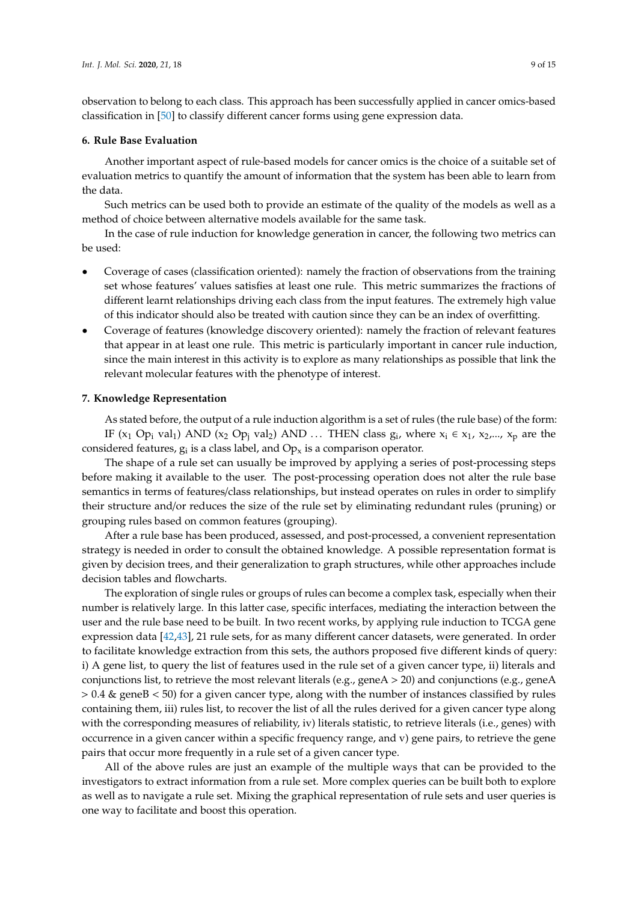observation to belong to each class. This approach has been successfully applied in cancer omics-based classification in [50] to classify different cancer forms using gene expression data.

## 6. Rule Base Evaluation

Another important aspect of rule-based models for cancer omics is the choice of a suitable set of evaluation metrics to quantify the amount of information that the system has been able to learn from the data.

Such metrics can be used both to provide an estimate of the quality of the models as well as a method of choice between alternative models available for the same task.

In the case of rule induction for knowledge generation in cancer, the following two metrics can be used:

- Coverage of cases (classification oriented): namely the fraction of observations from the training set whose features' values satisfies at least one rule. This metric summarizes the fractions of different learnt relationships driving each class from the input features. The extremely high value of this indicator should also be treated with caution since they can be an index of overfitting.
- Coverage of features (knowledge discovery oriented): namely the fraction of relevant features that appear in at least one rule. This metric is particularly important in cancer rule induction, since the main interest in this activity is to explore as many relationships as possible that link the relevant molecular features with the phenotype of interest.

## 7. Knowledge Representation

As stated before, the output of a rule induction algorithm is a set of rules (the rule base) of the form: IF ($x_1$ $Op_i$ $val_1$) AND ($x_2$ $Op_j$ $val_2$) AND ... THEN class $g_i$, where $x_i \in x_1, x_2, \ldots, x_p$ are the considered features, $g_i$ is a class label, and $Op_x$ is a comparison operator.

The shape of a rule set can usually be improved by applying a series of post-processing steps before making it available to the user. The post-processing operation does not alter the rule base semantics in terms of features/class relationships, but instead operates on rules in order to simplify their structure and/or reduces the size of the rule set by eliminating redundant rules (pruning) or grouping rules based on common features (grouping).

After a rule base has been produced, assessed, and post-processed, a convenient representation strategy is needed in order to consult the obtained knowledge. A possible representation format is given by decision trees, and their generalization to graph structures, while other approaches include decision tables and flowcharts.

The exploration of single rules or groups of rules can become a complex task, especially when their number is relatively large. In this latter case, specific interfaces, mediating the interaction between the user and the rule base need to be built. In two recent works, by applying rule induction to TCGA gene expression data [42,43], 21 rule sets, for as many different cancer datasets, were generated. In order to facilitate knowledge extraction from this sets, the authors proposed five different kinds of query: i) A gene list, to query the list of features used in the rule set of a given cancer type, ii) literals and conjunctions list, to retrieve the most relevant literals (e.g., geneA > 20) and conjunctions (e.g., geneA > 0.4 & geneB < 50) for a given cancer type, along with the number of instances classified by rules containing them, iii) rules list, to recover the list of all the rules derived for a given cancer type along with the corresponding measures of reliability, iv) literals statistic, to retrieve literals (i.e., genes) with occurrence in a given cancer within a specific frequency range, and v) gene pairs, to retrieve the gene pairs that occur more frequently in a rule set of a given cancer type.

All of the above rules are just an example of the multiple ways that can be provided to the investigators to extract information from a rule set. More complex queries can be built both to explore as well as to navigate a rule set. Mixing the graphical representation of rule sets and user queries is one way to facilitate and boost this operation.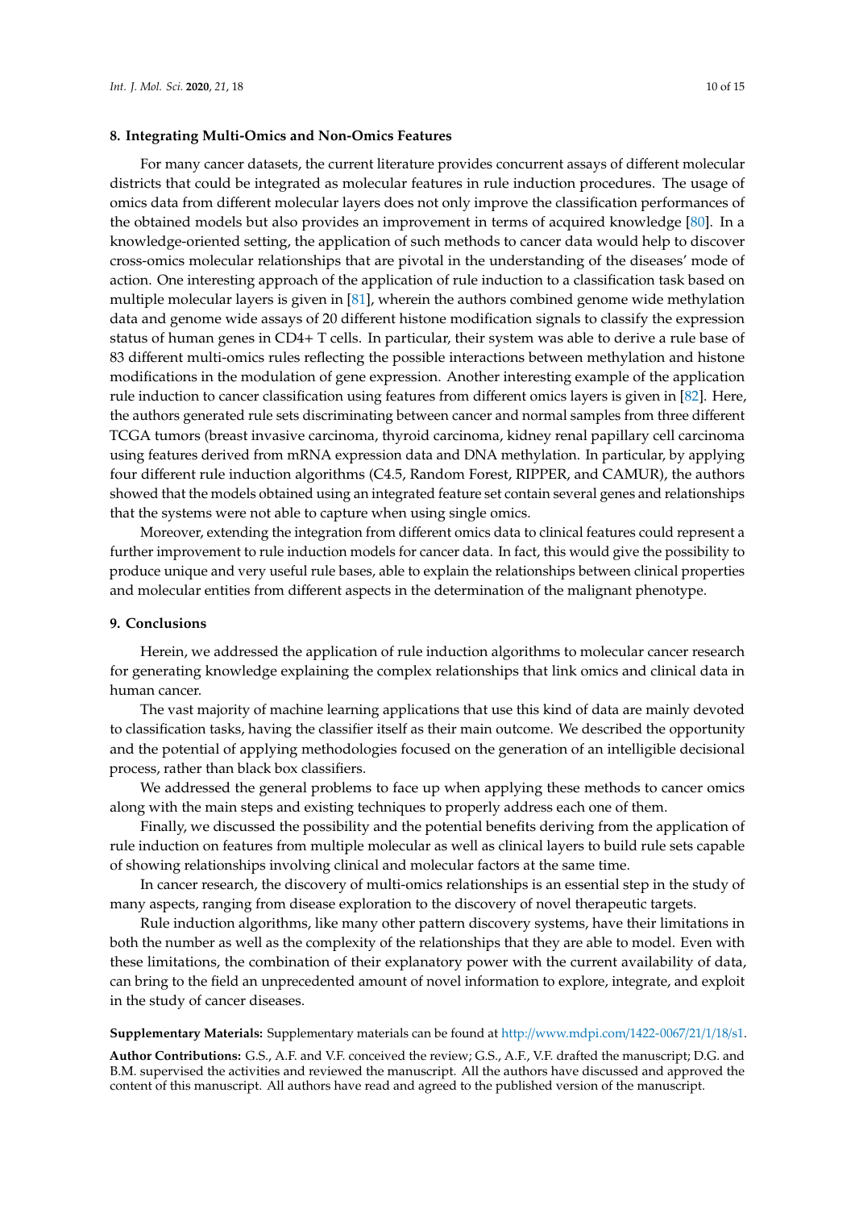## 8. Integrating Multi-Omics and Non-Omics Features

For many cancer datasets, the current literature provides concurrent assays of different molecular districts that could be integrated as molecular features in rule induction procedures. The usage of omics data from different molecular layers does not only improve the classification performances of the obtained models but also provides an improvement in terms of acquired knowledge [80]. In a knowledge-oriented setting, the application of such methods to cancer data would help to discover cross-omics molecular relationships that are pivotal in the understanding of the diseases' mode of action. One interesting approach of the application of rule induction to a classification task based on multiple molecular layers is given in [81], wherein the authors combined genome wide methylation data and genome wide assays of 20 different histone modification signals to classify the expression status of human genes in CD4+ T cells. In particular, their system was able to derive a rule base of 83 different multi-omics rules reflecting the possible interactions between methylation and histone modifications in the modulation of gene expression. Another interesting example of the application rule induction to cancer classification using features from different omics layers is given in [82]. Here, the authors generated rule sets discriminating between cancer and normal samples from three different TCGA tumors (breast invasive carcinoma, thyroid carcinoma, kidney renal papillary cell carcinoma using features derived from mRNA expression data and DNA methylation. In particular, by applying four different rule induction algorithms (C4.5, Random Forest, RIPPER, and CAMUR), the authors showed that the models obtained using an integrated feature set contain several genes and relationships that the systems were not able to capture when using single omics.

Moreover, extending the integration from different omics data to clinical features could represent a further improvement to rule induction models for cancer data. In fact, this would give the possibility to produce unique and very useful rule bases, able to explain the relationships between clinical properties and molecular entities from different aspects in the determination of the malignant phenotype.

## 9. Conclusions

Herein, we addressed the application of rule induction algorithms to molecular cancer research for generating knowledge explaining the complex relationships that link omics and clinical data in human cancer.

The vast majority of machine learning applications that use this kind of data are mainly devoted to classification tasks, having the classifier itself as their main outcome. We described the opportunity and the potential of applying methodologies focused on the generation of an intelligible decisional process, rather than black box classifiers.

We addressed the general problems to face up when applying these methods to cancer omics along with the main steps and existing techniques to properly address each one of them.

Finally, we discussed the possibility and the potential benefits deriving from the application of rule induction on features from multiple molecular as well as clinical layers to build rule sets capable of showing relationships involving clinical and molecular factors at the same time.

In cancer research, the discovery of multi-omics relationships is an essential step in the study of many aspects, ranging from disease exploration to the discovery of novel therapeutic targets.

Rule induction algorithms, like many other pattern discovery systems, have their limitations in both the number as well as the complexity of the relationships that they are able to model. Even with these limitations, the combination of their explanatory power with the current availability of data, can bring to the field an unprecedented amount of novel information to explore, integrate, and exploit in the study of cancer diseases.

**Supplementary Materials:** Supplementary materials can be found at http://www.mdpi.com/1422-0067/21/1/18/s1.

**Author Contributions:** G.S., A.F. and V.F. conceived the review; G.S., A.F., V.F. drafted the manuscript; D.G. and B.M. supervised the activities and reviewed the manuscript. All the authors have discussed and approved the content of this manuscript. All authors have read and agreed to the published version of the manuscript.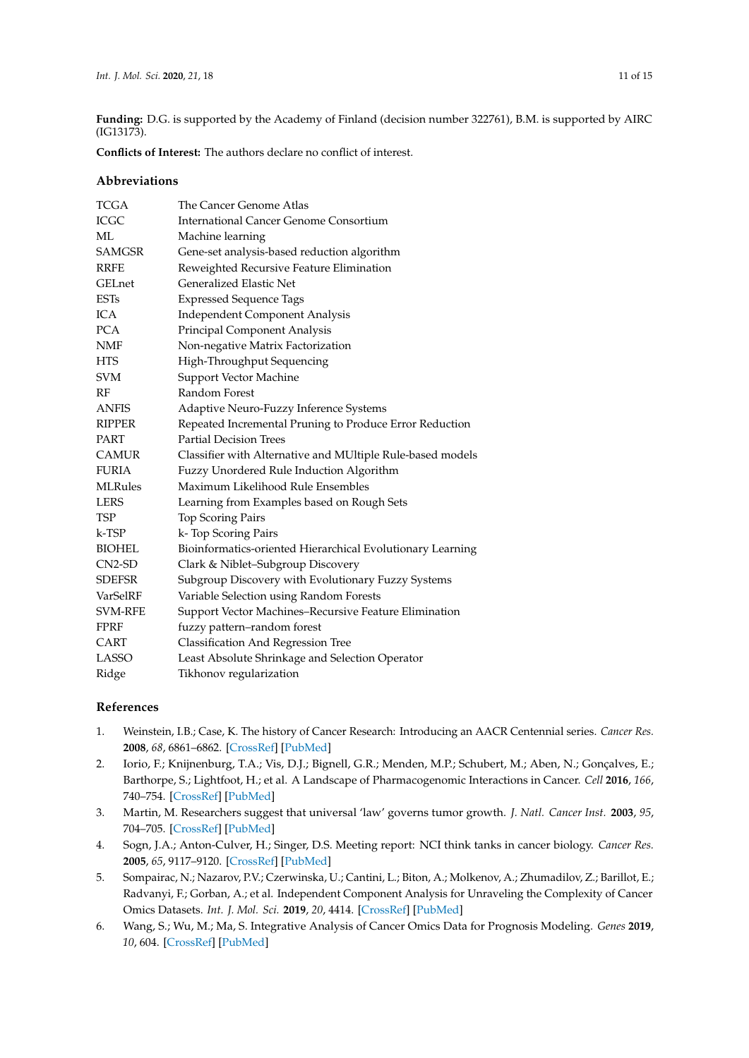**Funding:** D.G. is supported by the Academy of Finland (decision number 322761), B.M. is supported by AIRC (IG13173).

**Conflicts of Interest:** The authors declare no conflict of interest.

## Abbreviations

| | |
|---|---|
| TCGA | The Cancer Genome Atlas |
| ICGC | International Cancer Genome Consortium |
| ML | Machine learning |
| SAMGSR | Gene-set analysis-based reduction algorithm |
| RRFE | Reweighted Recursive Feature Elimination |
| GELnet | Generalized Elastic Net |
| ESTs | Expressed Sequence Tags |
| ICA | Independent Component Analysis |
| PCA | Principal Component Analysis |
| NMF | Non-negative Matrix Factorization |
| HTS | High-Throughput Sequencing |
| SVM | Support Vector Machine |
| RF | Random Forest |
| ANFIS | Adaptive Neuro-Fuzzy Inference Systems |
| RIPPER | Repeated Incremental Pruning to Produce Error Reduction |
| PART | Partial Decision Trees |
| CAMUR | Classifier with Alternative and MUltiple Rule-based models |
| FURIA | Fuzzy Unordered Rule Induction Algorithm |
| MLRules | Maximum Likelihood Rule Ensembles |
| LERS | Learning from Examples based on Rough Sets |
| TSP | Top Scoring Pairs |
| k-TSP | k- Top Scoring Pairs |
| BIOHEL | Bioinformatics-oriented Hierarchical Evolutionary Learning |
| CN2-SD | Clark & Niblet–Subgroup Discovery |
| SDEFSR | Subgroup Discovery with Evolutionary Fuzzy Systems |
| VarSelRF | Variable Selection using Random Forests |
| SVM-RFE | Support Vector Machines–Recursive Feature Elimination |
| FPRF | fuzzy pattern–random forest |
| CART | Classification And Regression Tree |
| LASSO | Least Absolute Shrinkage and Selection Operator |
| Ridge | Tikhonov regularization |

## References

1. Weinstein, I.B.; Case, K. The history of Cancer Research: Introducing an AACR Centennial series. *Cancer Res.* **2008**, *68*, 6861–6862. [CrossRef] [PubMed]
2. Iorio, F.; Knijnenburg, T.A.; Vis, D.J.; Bignell, G.R.; Menden, M.P.; Schubert, M.; Aben, N.; Gonçalves, E.; Barthorpe, S.; Lightfoot, H.; et al. A Landscape of Pharmacogenomic Interactions in Cancer. *Cell* **2016**, *166*, 740–754. [CrossRef] [PubMed]
3. Martin, M. Researchers suggest that universal 'law' governs tumor growth. *J. Natl. Cancer Inst.* **2003**, *95*, 704–705. [CrossRef] [PubMed]
4. Sogn, J.A.; Anton-Culver, H.; Singer, D.S. Meeting report: NCI think tanks in cancer biology. *Cancer Res.* **2005**, *65*, 9117–9120. [CrossRef] [PubMed]
5. Sompairac, N.; Nazarov, P.V.; Czerwinska, U.; Cantini, L.; Biton, A.; Molkenov, A.; Zhumadilov, Z.; Barillot, E.; Radvanyi, F.; Gorban, A.; et al. Independent Component Analysis for Unraveling the Complexity of Cancer Omics Datasets. *Int. J. Mol. Sci.* **2019**, *20*, 4414. [CrossRef] [PubMed]
6. Wang, S.; Wu, M.; Ma, S. Integrative Analysis of Cancer Omics Data for Prognosis Modeling. *Genes* **2019**, *10*, 604. [CrossRef] [PubMed]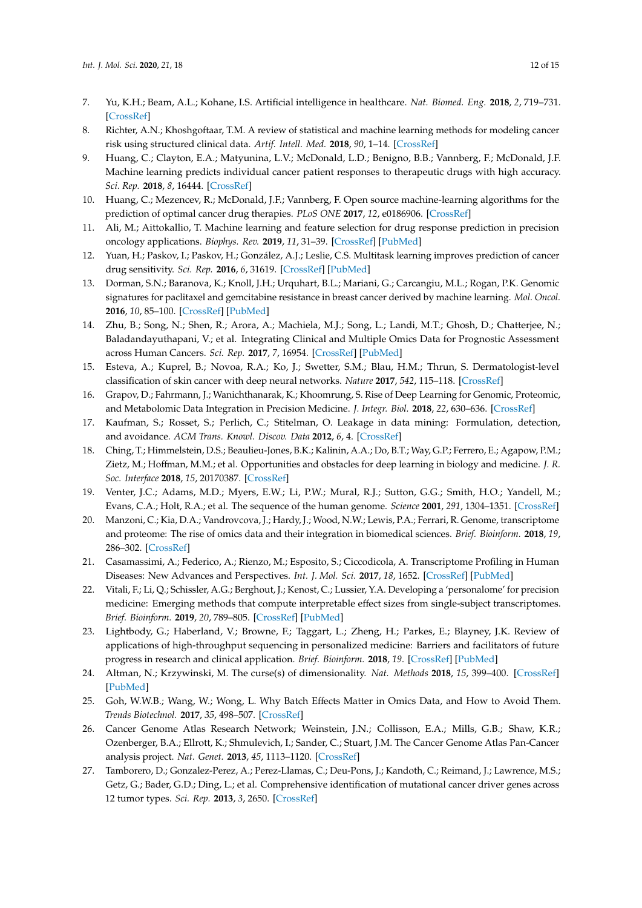7. Yu, K.H.; Beam, A.L.; Kohane, I.S. Artificial intelligence in healthcare. *Nat. Biomed. Eng.* **2018**, *2*, 719–731. [CrossRef]
8. Richter, A.N.; Khoshgoftaar, T.M. A review of statistical and machine learning methods for modeling cancer risk using structured clinical data. *Artif. Intell. Med.* **2018**, *90*, 1–14. [CrossRef]
9. Huang, C.; Clayton, E.A.; Matyunina, L.V.; McDonald, L.D.; Benigno, B.B.; Vannberg, F.; McDonald, J.F. Machine learning predicts individual cancer patient responses to therapeutic drugs with high accuracy. *Sci. Rep.* **2018**, *8*, 16444. [CrossRef]
10. Huang, C.; Mezencev, R.; McDonald, J.F.; Vannberg, F. Open source machine-learning algorithms for the prediction of optimal cancer drug therapies. *PLoS ONE* **2017**, *12*, e0186906. [CrossRef]
11. Ali, M.; Aittokallio, T. Machine learning and feature selection for drug response prediction in precision oncology applications. *Biophys. Rev.* **2019**, *11*, 31–39. [CrossRef] [PubMed]
12. Yuan, H.; Paskov, I.; Paskov, H.; González, A.J.; Leslie, C.S. Multitask learning improves prediction of cancer drug sensitivity. *Sci. Rep.* **2016**, *6*, 31619. [CrossRef] [PubMed]
13. Dorman, S.N.; Baranova, K.; Knoll, J.H.; Urquhart, B.L.; Mariani, G.; Carcangiu, M.L.; Rogan, P.K. Genomic signatures for paclitaxel and gemcitabine resistance in breast cancer derived by machine learning. *Mol. Oncol.* **2016**, *10*, 85–100. [CrossRef] [PubMed]
14. Zhu, B.; Song, N.; Shen, R.; Arora, A.; Machiela, M.J.; Song, L.; Landi, M.T.; Ghosh, D.; Chatterjee, N.; Baladandayuthapani, V.; et al. Integrating Clinical and Multiple Omics Data for Prognostic Assessment across Human Cancers. *Sci. Rep.* **2017**, *7*, 16954. [CrossRef] [PubMed]
15. Esteva, A.; Kuprel, B.; Novoa, R.A.; Ko, J.; Swetter, S.M.; Blau, H.M.; Thrun, S. Dermatologist-level classification of skin cancer with deep neural networks. *Nature* **2017**, *542*, 115–118. [CrossRef]
16. Grapov, D.; Fahrmann, J.; Wanichthanarak, K.; Khoomrung, S. Rise of Deep Learning for Genomic, Proteomic, and Metabolomic Data Integration in Precision Medicine. *J. Integr. Biol.* **2018**, *22*, 630–636. [CrossRef]
17. Kaufman, S.; Rosset, S.; Perlich, C.; Stitelman, O. Leakage in data mining: Formulation, detection, and avoidance. *ACM Trans. Knowl. Discov. Data* **2012**, *6*, 4. [CrossRef]
18. Ching, T.; Himmelstein, D.S.; Beaulieu-Jones, B.K.; Kalinin, A.A.; Do, B.T.; Way, G.P.; Ferrero, E.; Agapow, P.M.; Zietz, M.; Hoffman, M.M.; et al. Opportunities and obstacles for deep learning in biology and medicine. *J. R. Soc. Interface* **2018**, *15*, 20170387. [CrossRef]
19. Venter, J.C.; Adams, M.D.; Myers, E.W.; Li, P.W.; Mural, R.J.; Sutton, G.G.; Smith, H.O.; Yandell, M.; Evans, C.A.; Holt, R.A.; et al. The sequence of the human genome. *Science* **2001**, *291*, 1304–1351. [CrossRef]
20. Manzoni, C.; Kia, D.A.; Vandrovcova, J.; Hardy, J.; Wood, N.W.; Lewis, P.A.; Ferrari, R. Genome, transcriptome and proteome: The rise of omics data and their integration in biomedical sciences. *Brief. Bioinform.* **2018**, *19*, 286–302. [CrossRef]
21. Casamassimi, A.; Federico, A.; Rienzo, M.; Esposito, S.; Ciccodicola, A. Transcriptome Profiling in Human Diseases: New Advances and Perspectives. *Int. J. Mol. Sci.* **2017**, *18*, 1652. [CrossRef] [PubMed]
22. Vitali, F.; Li, Q.; Schissler, A.G.; Berghout, J.; Kenost, C.; Lussier, Y.A. Developing a 'personalome' for precision medicine: Emerging methods that compute interpretable effect sizes from single-subject transcriptomes. *Brief. Bioinform.* **2019**, *20*, 789–805. [CrossRef] [PubMed]
23. Lightbody, G.; Haberland, V.; Browne, F.; Taggart, L.; Zheng, H.; Parkes, E.; Blayney, J.K. Review of applications of high-throughput sequencing in personalized medicine: Barriers and facilitators of future progress in research and clinical application. *Brief. Bioinform.* **2018**, *19*. [CrossRef] [PubMed]
24. Altman, N.; Krzywinski, M. The curse(s) of dimensionality. *Nat. Methods* **2018**, *15*, 399–400. [CrossRef] [PubMed]
25. Goh, W.W.B.; Wang, W.; Wong, L. Why Batch Effects Matter in Omics Data, and How to Avoid Them. *Trends Biotechnol.* **2017**, *35*, 498–507. [CrossRef]
26. Cancer Genome Atlas Research Network; Weinstein, J.N.; Collisson, E.A.; Mills, G.B.; Shaw, K.R.; Ozenberger, B.A.; Ellrott, K.; Shmulevich, I.; Sander, C.; Stuart, J.M. The Cancer Genome Atlas Pan-Cancer analysis project. *Nat. Genet.* **2013**, *45*, 1113–1120. [CrossRef]
27. Tamborero, D.; Gonzalez-Perez, A.; Perez-Llamas, C.; Deu-Pons, J.; Kandoth, C.; Reimand, J.; Lawrence, M.S.; Getz, G.; Bader, G.D.; Ding, L.; et al. Comprehensive identification of mutational cancer driver genes across 12 tumor types. *Sci. Rep.* **2013**, *3*, 2650. [CrossRef]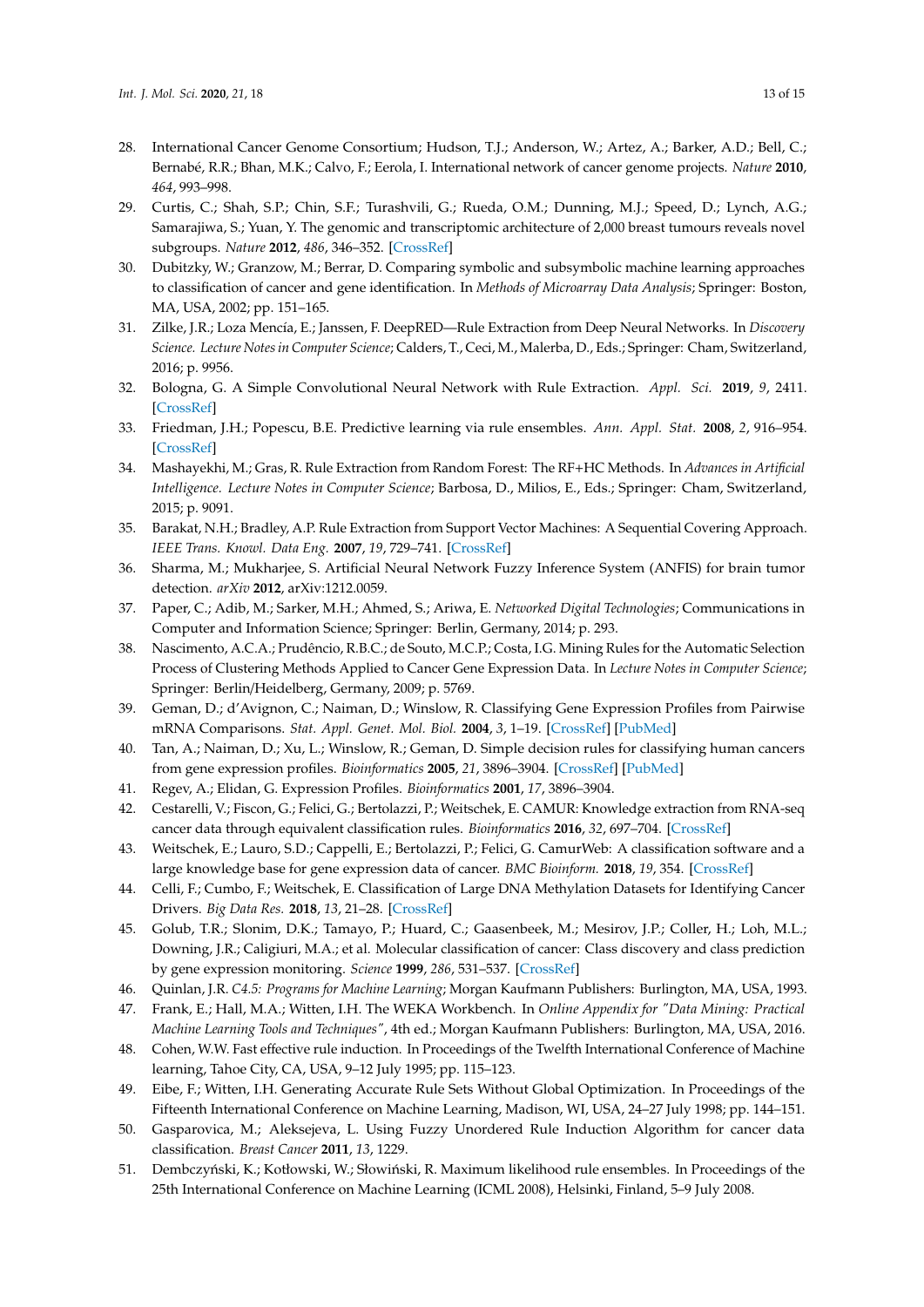28. International Cancer Genome Consortium; Hudson, T.J.; Anderson, W.; Artez, A.; Barker, A.D.; Bell, C.; Bernabé, R.R.; Bhan, M.K.; Calvo, F.; Eerola, I. International network of cancer genome projects. *Nature* **2010**, *464*, 993–998.
29. Curtis, C.; Shah, S.P.; Chin, S.F.; Turashvili, G.; Rueda, O.M.; Dunning, M.J.; Speed, D.; Lynch, A.G.; Samarajiwa, S.; Yuan, Y. The genomic and transcriptomic architecture of 2,000 breast tumours reveals novel subgroups. *Nature* **2012**, *486*, 346–352. [CrossRef]
30. Dubitzky, W.; Granzow, M.; Berrar, D. Comparing symbolic and subsymbolic machine learning approaches to classification of cancer and gene identification. In *Methods of Microarray Data Analysis*; Springer: Boston, MA, USA, 2002; pp. 151–165.
31. Zilke, J.R.; Loza Mencía, E.; Janssen, F. DeepRED—Rule Extraction from Deep Neural Networks. In *Discovery Science. Lecture Notes in Computer Science*; Calders, T., Ceci, M., Malerba, D., Eds.; Springer: Cham, Switzerland, 2016; p. 9956.
32. Bologna, G. A Simple Convolutional Neural Network with Rule Extraction. *Appl. Sci.* **2019**, *9*, 2411. [CrossRef]
33. Friedman, J.H.; Popescu, B.E. Predictive learning via rule ensembles. *Ann. Appl. Stat.* **2008**, *2*, 916–954. [CrossRef]
34. Mashayekhi, M.; Gras, R. Rule Extraction from Random Forest: The RF+HC Methods. In *Advances in Artificial Intelligence. Lecture Notes in Computer Science*; Barbosa, D., Milios, E., Eds.; Springer: Cham, Switzerland, 2015; p. 9091.
35. Barakat, N.H.; Bradley, A.P. Rule Extraction from Support Vector Machines: A Sequential Covering Approach. *IEEE Trans. Knowl. Data Eng.* **2007**, *19*, 729–741. [CrossRef]
36. Sharma, M.; Mukharjee, S. Artificial Neural Network Fuzzy Inference System (ANFIS) for brain tumor detection. *arXiv* **2012**, arXiv:1212.0059.
37. Paper, C.; Adib, M.; Sarker, M.H.; Ahmed, S.; Ariwa, E. *Networked Digital Technologies*; Communications in Computer and Information Science; Springer: Berlin, Germany, 2014; p. 293.
38. Nascimento, A.C.A.; Prudêncio, R.B.C.; de Souto, M.C.P.; Costa, I.G. Mining Rules for the Automatic Selection Process of Clustering Methods Applied to Cancer Gene Expression Data. In *Lecture Notes in Computer Science*; Springer: Berlin/Heidelberg, Germany, 2009; p. 5769.
39. Geman, D.; d'Avignon, C.; Naiman, D.; Winslow, R. Classifying Gene Expression Profiles from Pairwise mRNA Comparisons. *Stat. Appl. Genet. Mol. Biol.* **2004**, *3*, 1–19. [CrossRef] [PubMed]
40. Tan, A.; Naiman, D.; Xu, L.; Winslow, R.; Geman, D. Simple decision rules for classifying human cancers from gene expression profiles. *Bioinformatics* **2005**, *21*, 3896–3904. [CrossRef] [PubMed]
41. Regev, A.; Elidan, G. Expression Profiles. *Bioinformatics* **2001**, *17*, 3896–3904.
42. Cestarelli, V.; Fiscon, G.; Felici, G.; Bertolazzi, P.; Weitschek, E. CAMUR: Knowledge extraction from RNA-seq cancer data through equivalent classification rules. *Bioinformatics* **2016**, *32*, 697–704. [CrossRef]
43. Weitschek, E.; Lauro, S.D.; Cappelli, E.; Bertolazzi, P.; Felici, G. CamurWeb: A classification software and a large knowledge base for gene expression data of cancer. *BMC Bioinform.* **2018**, *19*, 354. [CrossRef]
44. Celli, F.; Cumbo, F.; Weitschek, E. Classification of Large DNA Methylation Datasets for Identifying Cancer Drivers. *Big Data Res.* **2018**, *13*, 21–28. [CrossRef]
45. Golub, T.R.; Slonim, D.K.; Tamayo, P.; Huard, C.; Gaasenbeek, M.; Mesirov, J.P.; Coller, H.; Loh, M.L.; Downing, J.R.; Caligiuri, M.A.; et al. Molecular classification of cancer: Class discovery and class prediction by gene expression monitoring. *Science* **1999**, *286*, 531–537. [CrossRef]
46. Quinlan, J.R. *C4.5: Programs for Machine Learning*; Morgan Kaufmann Publishers: Burlington, MA, USA, 1993.
47. Frank, E.; Hall, M.A.; Witten, I.H. The WEKA Workbench. In *Online Appendix for "Data Mining: Practical Machine Learning Tools and Techniques"*, 4th ed.; Morgan Kaufmann Publishers: Burlington, MA, USA, 2016.
48. Cohen, W.W. Fast effective rule induction. In Proceedings of the Twelfth International Conference of Machine learning, Tahoe City, CA, USA, 9–12 July 1995; pp. 115–123.
49. Eibe, F.; Witten, I.H. Generating Accurate Rule Sets Without Global Optimization. In Proceedings of the Fifteenth International Conference on Machine Learning, Madison, WI, USA, 24–27 July 1998; pp. 144–151.
50. Gasparovica, M.; Aleksejeva, L. Using Fuzzy Unordered Rule Induction Algorithm for cancer data classification. *Breast Cancer* **2011**, *13*, 1229.
51. Dembczyński, K.; Kotłowski, W.; Słowiński, R. Maximum likelihood rule ensembles. In Proceedings of the 25th International Conference on Machine Learning (ICML 2008), Helsinki, Finland, 5–9 July 2008.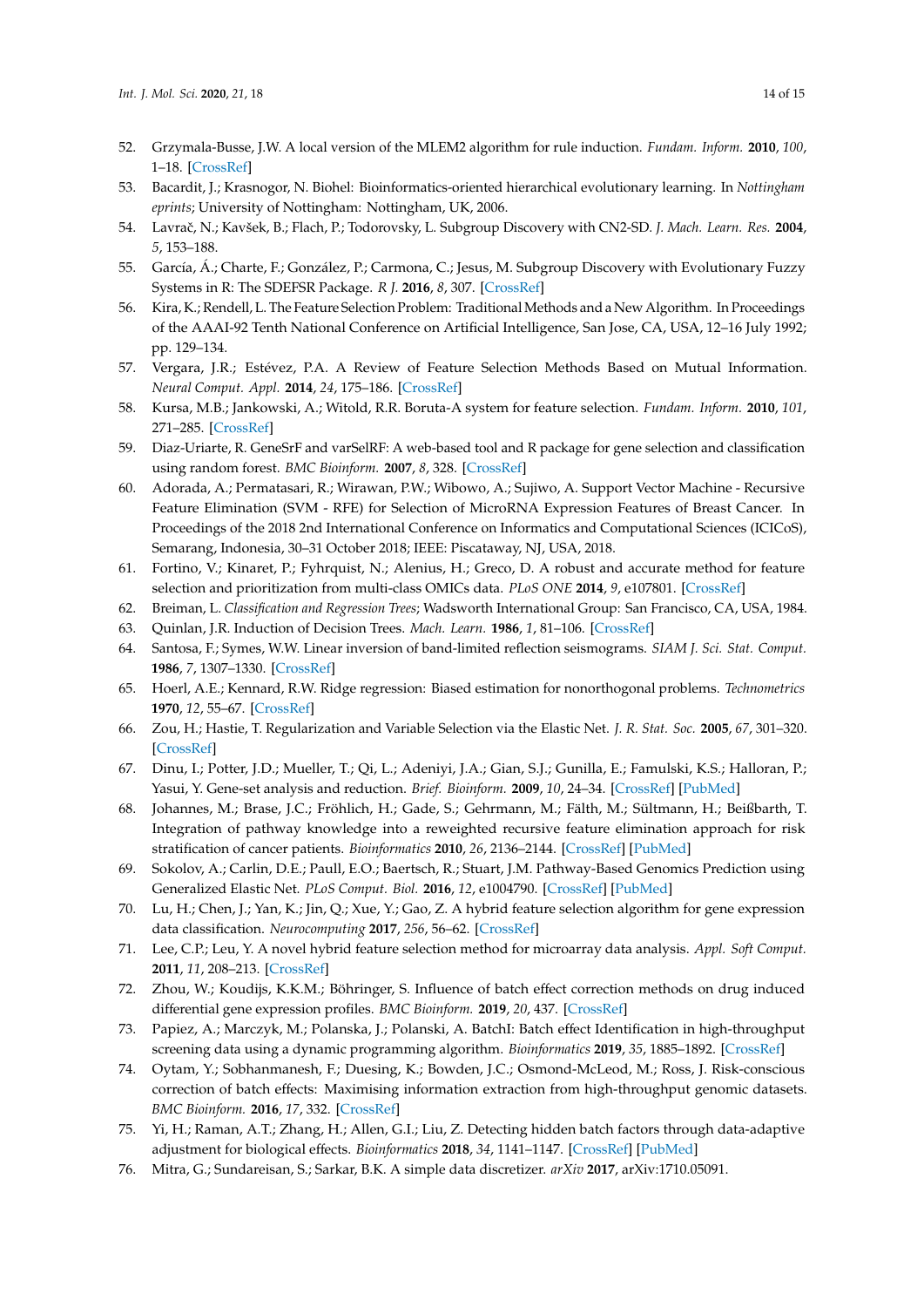52. Grzymala-Busse, J.W. A local version of the MLEM2 algorithm for rule induction. *Fundam. Inform.* **2010**, *100*, 1–18. [CrossRef]
53. Bacardit, J.; Krasnogor, N. Biohel: Bioinformatics-oriented hierarchical evolutionary learning. In *Nottingham eprints*; University of Nottingham: Nottingham, UK, 2006.
54. Lavrač, N.; Kavšek, B.; Flach, P.; Todorovsky, L. Subgroup Discovery with CN2-SD. *J. Mach. Learn. Res.* **2004**, *5*, 153–188.
55. García, Á.; Charte, F.; González, P.; Carmona, C.; Jesus, M. Subgroup Discovery with Evolutionary Fuzzy Systems in R: The SDEFSR Package. *R J.* **2016**, *8*, 307. [CrossRef]
56. Kira, K.; Rendell, L. The Feature Selection Problem: Traditional Methods and a New Algorithm. In Proceedings of the AAAI-92 Tenth National Conference on Artificial Intelligence, San Jose, CA, USA, 12–16 July 1992; pp. 129–134.
57. Vergara, J.R.; Estévez, P.A. A Review of Feature Selection Methods Based on Mutual Information. *Neural Comput. Appl.* **2014**, *24*, 175–186. [CrossRef]
58. Kursa, M.B.; Jankowski, A.; Witold, R.R. Boruta-A system for feature selection. *Fundam. Inform.* **2010**, *101*, 271–285. [CrossRef]
59. Diaz-Uriarte, R. GeneSrF and varSelRF: A web-based tool and R package for gene selection and classification using random forest. *BMC Bioinform.* **2007**, *8*, 328. [CrossRef]
60. Adorada, A.; Permatasari, R.; Wirawan, P.W.; Wibowo, A.; Sujiwo, A. Support Vector Machine - Recursive Feature Elimination (SVM - RFE) for Selection of MicroRNA Expression Features of Breast Cancer. In Proceedings of the 2018 2nd International Conference on Informatics and Computational Sciences (ICICoS), Semarang, Indonesia, 30–31 October 2018; IEEE: Piscataway, NJ, USA, 2018.
61. Fortino, V.; Kinaret, P.; Fyhrquist, N.; Alenius, H.; Greco, D. A robust and accurate method for feature selection and prioritization from multi-class OMICs data. *PLoS ONE* **2014**, *9*, e107801. [CrossRef]
62. Breiman, L. *Classification and Regression Trees*; Wadsworth International Group: San Francisco, CA, USA, 1984.
63. Quinlan, J.R. Induction of Decision Trees. *Mach. Learn.* **1986**, *1*, 81–106. [CrossRef]
64. Santosa, F.; Symes, W.W. Linear inversion of band-limited reflection seismograms. *SIAM J. Sci. Stat. Comput.* **1986**, *7*, 1307–1330. [CrossRef]
65. Hoerl, A.E.; Kennard, R.W. Ridge regression: Biased estimation for nonorthogonal problems. *Technometrics* **1970**, *12*, 55–67. [CrossRef]
66. Zou, H.; Hastie, T. Regularization and Variable Selection via the Elastic Net. *J. R. Stat. Soc.* **2005**, *67*, 301–320. [CrossRef]
67. Dinu, I.; Potter, J.D.; Mueller, T.; Qi, L.; Adeniyi, J.A.; Gian, S.J.; Gunilla, E.; Famulski, K.S.; Halloran, P.; Yasui, Y. Gene-set analysis and reduction. *Brief. Bioinform.* **2009**, *10*, 24–34. [CrossRef] [PubMed]
68. Johannes, M.; Brase, J.C.; Fröhlich, H.; Gade, S.; Gehrmann, M.; Fälth, M.; Sültmann, H.; Beißbarth, T. Integration of pathway knowledge into a reweighted recursive feature elimination approach for risk stratification of cancer patients. *Bioinformatics* **2010**, *26*, 2136–2144. [CrossRef] [PubMed]
69. Sokolov, A.; Carlin, D.E.; Paull, E.O.; Baertsch, R.; Stuart, J.M. Pathway-Based Genomics Prediction using Generalized Elastic Net. *PLoS Comput. Biol.* **2016**, *12*, e1004790. [CrossRef] [PubMed]
70. Lu, H.; Chen, J.; Yan, K.; Jin, Q.; Xue, Y.; Gao, Z. A hybrid feature selection algorithm for gene expression data classification. *Neurocomputing* **2017**, *256*, 56–62. [CrossRef]
71. Lee, C.P.; Leu, Y. A novel hybrid feature selection method for microarray data analysis. *Appl. Soft Comput.* **2011**, *11*, 208–213. [CrossRef]
72. Zhou, W.; Koudijs, K.K.M.; Böhringer, S. Influence of batch effect correction methods on drug induced differential gene expression profiles. *BMC Bioinform.* **2019**, *20*, 437. [CrossRef]
73. Papiez, A.; Marczyk, M.; Polanska, J.; Polanski, A. BatchI: Batch effect Identification in high-throughput screening data using a dynamic programming algorithm. *Bioinformatics* **2019**, *35*, 1885–1892. [CrossRef]
74. Oytam, Y.; Sobhanmanesh, F.; Duesing, K.; Bowden, J.C.; Osmond-McLeod, M.; Ross, J. Risk-conscious correction of batch effects: Maximising information extraction from high-throughput genomic datasets. *BMC Bioinform.* **2016**, *17*, 332. [CrossRef]
75. Yi, H.; Raman, A.T.; Zhang, H.; Allen, G.I.; Liu, Z. Detecting hidden batch factors through data-adaptive adjustment for biological effects. *Bioinformatics* **2018**, *34*, 1141–1147. [CrossRef] [PubMed]
76. Mitra, G.; Sundareisan, S.; Sarkar, B.K. A simple data discretizer. *arXiv* **2017**, arXiv:1710.05091.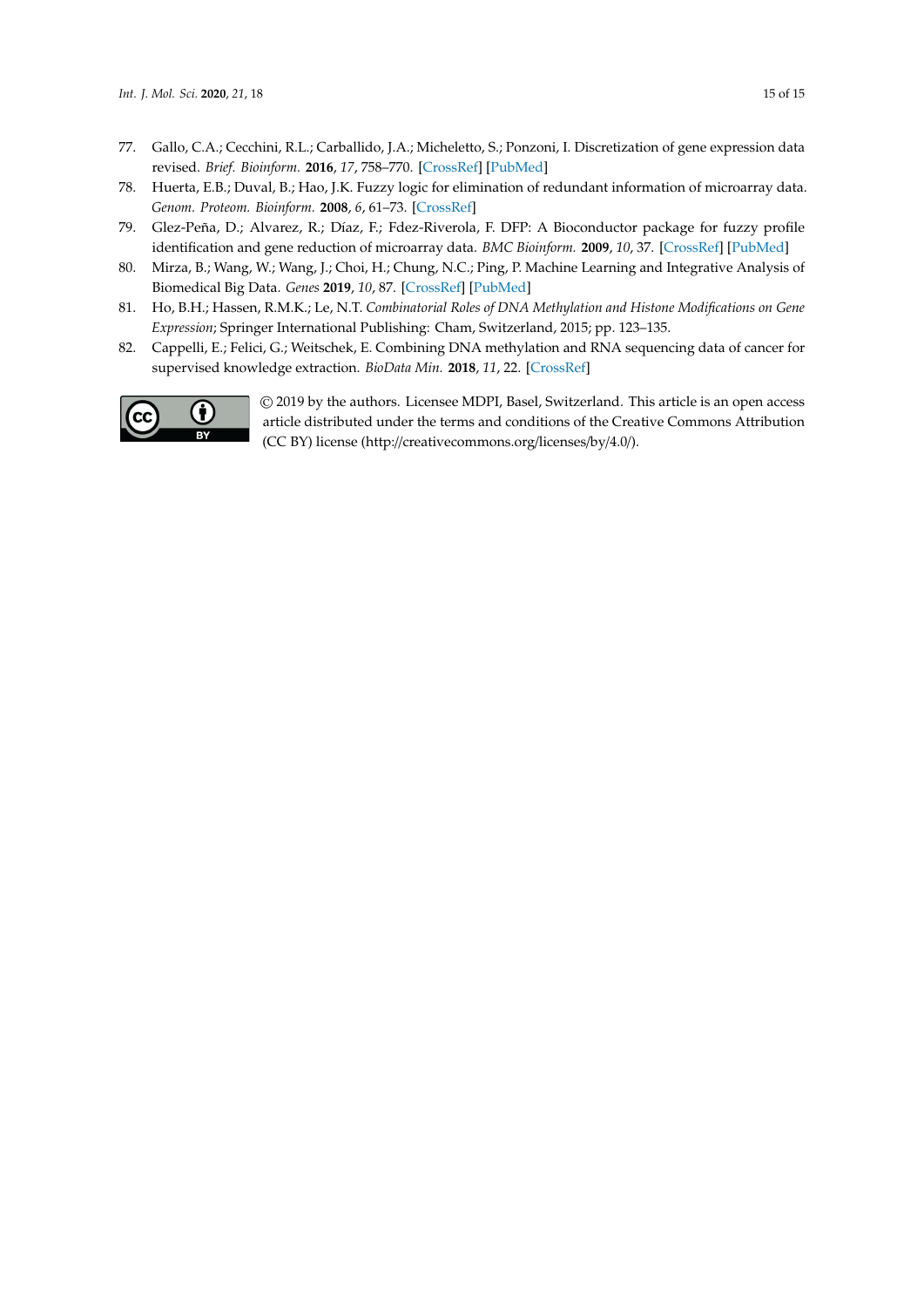77. Gallo, C.A.; Cecchini, R.L.; Carballido, J.A.; Micheletto, S.; Ponzoni, I. Discretization of gene expression data revised. *Brief. Bioinform.* **2016**, *17*, 758–770. [CrossRef] [PubMed]
78. Huerta, E.B.; Duval, B.; Hao, J.K. Fuzzy logic for elimination of redundant information of microarray data. *Genom. Proteom. Bioinform.* **2008**, *6*, 61–73. [CrossRef]
79. Glez-Peña, D.; Alvarez, R.; Díaz, F.; Fdez-Riverola, F. DFP: A Bioconductor package for fuzzy profile identification and gene reduction of microarray data. *BMC Bioinform.* **2009**, *10*, 37. [CrossRef] [PubMed]
80. Mirza, B.; Wang, W.; Wang, J.; Choi, H.; Chung, N.C.; Ping, P. Machine Learning and Integrative Analysis of Biomedical Big Data. *Genes* **2019**, *10*, 87. [CrossRef] [PubMed]
81. Ho, B.H.; Hassen, R.M.K.; Le, N.T. *Combinatorial Roles of DNA Methylation and Histone Modifications on Gene Expression*; Springer International Publishing: Cham, Switzerland, 2015; pp. 123–135.
82. Cappelli, E.; Felici, G.; Weitschek, E. Combining DNA methylation and RNA sequencing data of cancer for supervised knowledge extraction. *BioData Min.* **2018**, *11*, 22. [CrossRef]

© 2019 by the authors. Licensee MDPI, Basel, Switzerland. This article is an open access article distributed under the terms and conditions of the Creative Commons Attribution (CC BY) license (http://creativecommons.org/licenses/by/4.0/).